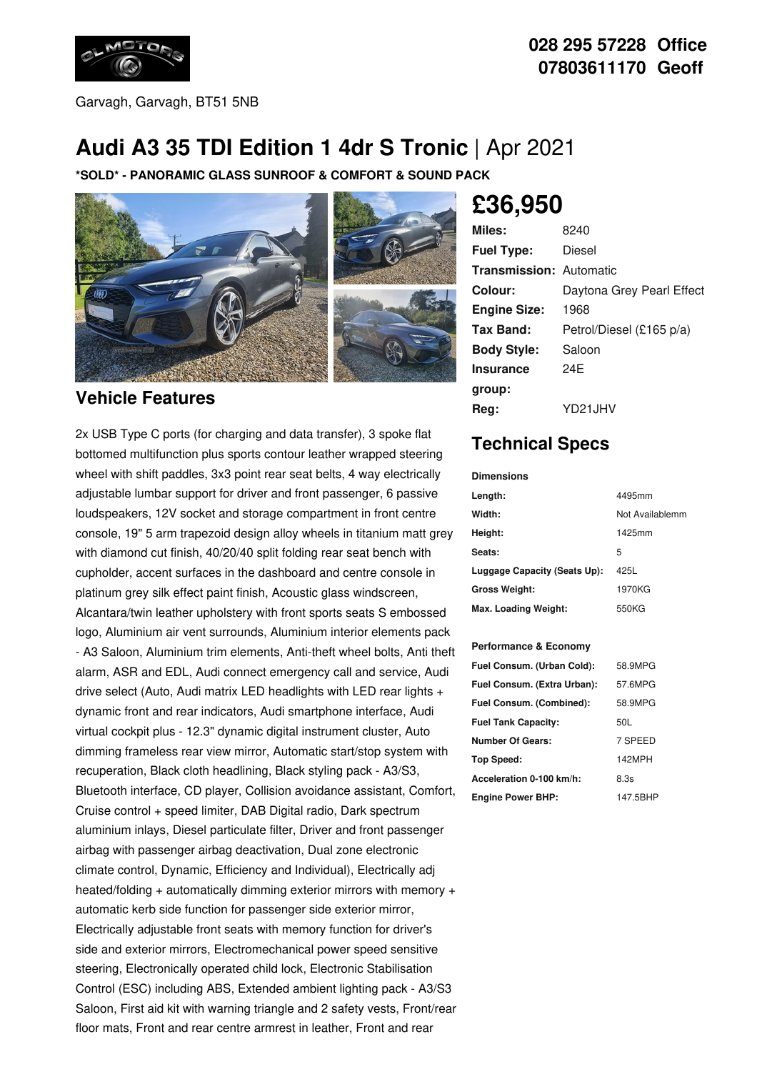028 295 57228 Office
07803611170 Geoff

Garvagh, Garvagh, BT51 5NB

# Audi A3 35 TDI Edition 1 4dr S Tronic | Apr 2021

**\*SOLD\* - PANORAMIC GLASS SUNROOF & COMFORT & SOUND PACK**

## £36,950

| | |
|---|---|
| **Miles:** | 8240 |
| **Fuel Type:** | Diesel |
| **Transmission:** | Automatic |
| **Colour:** | Daytona Grey Pearl Effect |
| **Engine Size:** | 1968 |
| **Tax Band:** | Petrol/Diesel (£165 p/a) |
| **Body Style:** | Saloon |
| **Insurance group:** | 24E |
| **Reg:** | YD21JHV |

## Vehicle Features

2x USB Type C ports (for charging and data transfer), 3 spoke flat bottomed multifunction plus sports contour leather wrapped steering wheel with shift paddles, 3x3 point rear seat belts, 4 way electrically adjustable lumbar support for driver and front passenger, 6 passive loudspeakers, 12V socket and storage compartment in front centre console, 19" 5 arm trapezoid design alloy wheels in titanium matt grey with diamond cut finish, 40/20/40 split folding rear seat bench with cupholder, accent surfaces in the dashboard and centre console in platinum grey silk effect paint finish, Acoustic glass windscreen, Alcantara/twin leather upholstery with front sports seats S embossed logo, Aluminium air vent surrounds, Aluminium interior elements pack - A3 Saloon, Aluminium trim elements, Anti-theft wheel bolts, Anti theft alarm, ASR and EDL, Audi connect emergency call and service, Audi drive select (Auto, Audi matrix LED headlights with LED rear lights + dynamic front and rear indicators, Audi smartphone interface, Audi virtual cockpit plus - 12.3" dynamic digital instrument cluster, Auto dimming frameless rear view mirror, Automatic start/stop system with recuperation, Black cloth headlining, Black styling pack - A3/S3, Bluetooth interface, CD player, Collision avoidance assistant, Comfort, Cruise control + speed limiter, DAB Digital radio, Dark spectrum aluminium inlays, Diesel particulate filter, Driver and front passenger airbag with passenger airbag deactivation, Dual zone electronic climate control, Dynamic, Efficiency and Individual), Electrically adj heated/folding + automatically dimming exterior mirrors with memory + automatic kerb side function for passenger side exterior mirror, Electrically adjustable front seats with memory function for driver's side and exterior mirrors, Electromechanical power speed sensitive steering, Electronically operated child lock, Electronic Stabilisation Control (ESC) including ABS, Extended ambient lighting pack - A3/S3 Saloon, First aid kit with warning triangle and 2 safety vests, Front/rear floor mats, Front and rear centre armrest in leather, Front and rear

## Technical Specs

**Dimensions**

| | |
|---|---|
| **Length:** | 4495mm |
| **Width:** | Not Availablemm |
| **Height:** | 1425mm |
| **Seats:** | 5 |
| **Luggage Capacity (Seats Up):** | 425L |
| **Gross Weight:** | 1970KG |
| **Max. Loading Weight:** | 550KG |

**Performance & Economy**

| | |
|---|---|
| **Fuel Consum. (Urban Cold):** | 58.9MPG |
| **Fuel Consum. (Extra Urban):** | 57.6MPG |
| **Fuel Consum. (Combined):** | 58.9MPG |
| **Fuel Tank Capacity:** | 50L |
| **Number Of Gears:** | 7 SPEED |
| **Top Speed:** | 142MPH |
| **Acceleration 0-100 km/h:** | 8.3s |
| **Engine Power BHP:** | 147.5BHP |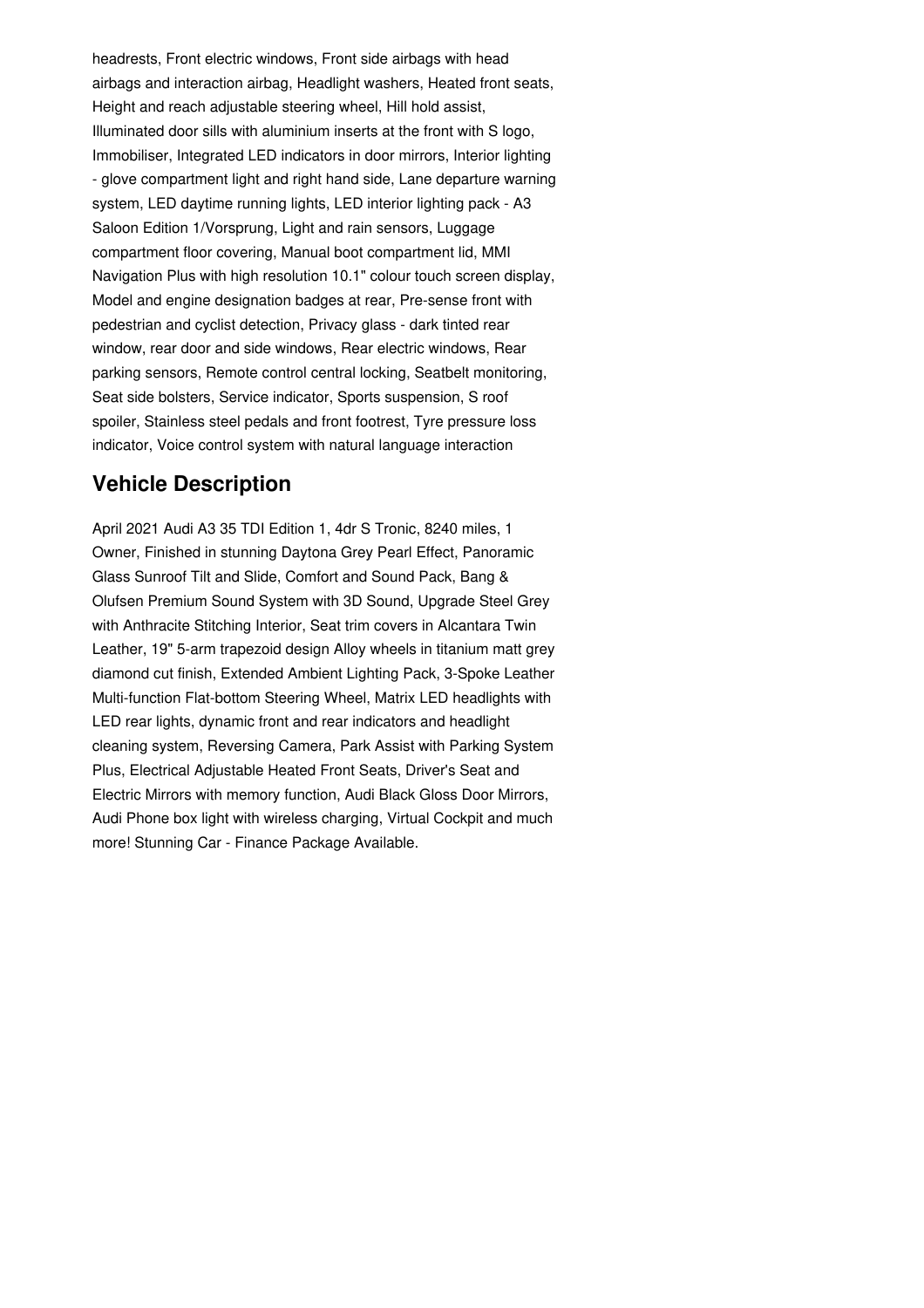headrests, Front electric windows, Front side airbags with head airbags and interaction airbag, Headlight washers, Heated front seats, Height and reach adjustable steering wheel, Hill hold assist, Illuminated door sills with aluminium inserts at the front with S logo, Immobiliser, Integrated LED indicators in door mirrors, Interior lighting - glove compartment light and right hand side, Lane departure warning system, LED daytime running lights, LED interior lighting pack - A3 Saloon Edition 1/Vorsprung, Light and rain sensors, Luggage compartment floor covering, Manual boot compartment lid, MMI Navigation Plus with high resolution 10.1" colour touch screen display, Model and engine designation badges at rear, Pre-sense front with pedestrian and cyclist detection, Privacy glass - dark tinted rear window, rear door and side windows, Rear electric windows, Rear parking sensors, Remote control central locking, Seatbelt monitoring, Seat side bolsters, Service indicator, Sports suspension, S roof spoiler, Stainless steel pedals and front footrest, Tyre pressure loss indicator, Voice control system with natural language interaction

## Vehicle Description

April 2021 Audi A3 35 TDI Edition 1, 4dr S Tronic, 8240 miles, 1 Owner, Finished in stunning Daytona Grey Pearl Effect, Panoramic Glass Sunroof Tilt and Slide, Comfort and Sound Pack, Bang & Olufsen Premium Sound System with 3D Sound, Upgrade Steel Grey with Anthracite Stitching Interior, Seat trim covers in Alcantara Twin Leather, 19" 5-arm trapezoid design Alloy wheels in titanium matt grey diamond cut finish, Extended Ambient Lighting Pack, 3-Spoke Leather Multi-function Flat-bottom Steering Wheel, Matrix LED headlights with LED rear lights, dynamic front and rear indicators and headlight cleaning system, Reversing Camera, Park Assist with Parking System Plus, Electrical Adjustable Heated Front Seats, Driver's Seat and Electric Mirrors with memory function, Audi Black Gloss Door Mirrors, Audi Phone box light with wireless charging, Virtual Cockpit and much more! Stunning Car - Finance Package Available.